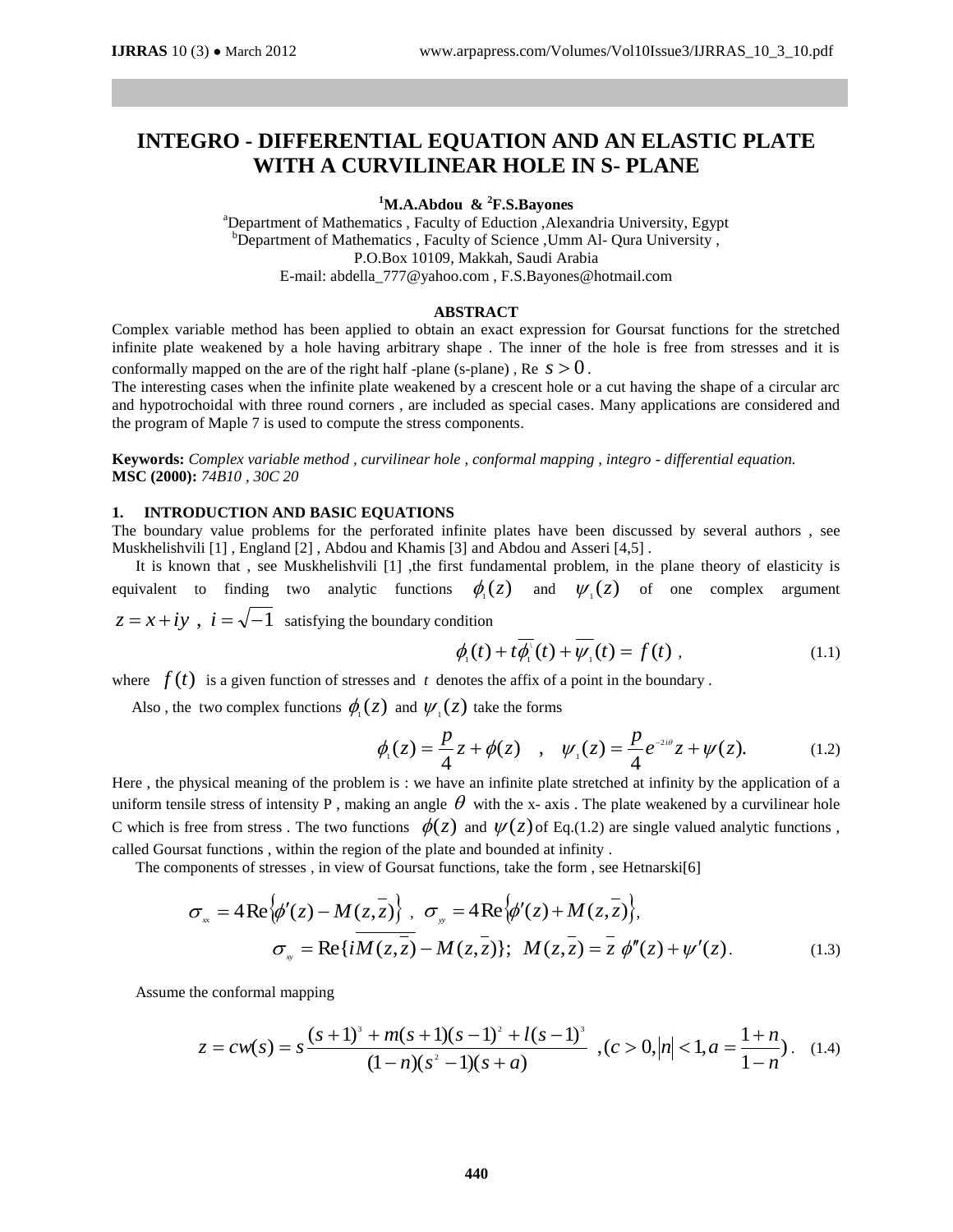# INTEGRO - DIFFERENTIAL EQUATION AND AN ELASTIC PLATE WITH A CURVILINEAR HOLE IN S- PLANE

**[1]M.A.Abdou & [2]F.S.Bayones**

[a]Department of Mathematics , Faculty of Eduction ,Alexandria University, Egypt
[b]Department of Mathematics , Faculty of Science ,Umm Al- Qura University ,
P.O.Box 10109, Makkah, Saudi Arabia
E-mail: abdella_777@yahoo.com , F.S.Bayones@hotmail.com

**ABSTRACT**

Complex variable method has been applied to obtain an exact expression for Goursat functions for the stretched infinite plate weakened by a hole having arbitrary shape . The inner of the hole is free from stresses and it is conformally mapped on the are of the right half -plane (s-plane) , Re $s > 0$ .
The interesting cases when the infinite plate weakened by a crescent hole or a cut having the shape of a circular arc and hypotrochoidal with three round corners , are included as special cases. Many applications are considered and the program of Maple 7 is used to compute the stress components.

**Keywords:** *Complex variable method , curvilinear hole , conformal mapping , integro - differential equation.*
**MSC (2000):** *74B10 , 30C 20*

## 1. INTRODUCTION AND BASIC EQUATIONS

The boundary value problems for the perforated infinite plates have been discussed by several authors , see Muskhelishvili [1] , England [2] , Abdou and Khamis [3] and Abdou and Asseri [4,5] .

It is known that , see Muskhelishvili [1] ,the first fundamental problem, in the plane theory of elasticity is equivalent to finding two analytic functions $\phi_1(z)$ and $\psi_1(z)$ of one complex argument $z = x + iy$ , $i = \sqrt{-1}$ satisfying the boundary condition

$$\phi_1(t) + t\overline{\phi_1'}(t) + \overline{\psi_1}(t) = f(t) \;, \tag{1.1}$$

where $f(t)$ is a given function of stresses and $t$ denotes the affix of a point in the boundary .

Also , the two complex functions $\phi_1(z)$ and $\psi_1(z)$ take the forms

$$\phi_1(z) = \frac{p}{4}z + \phi(z) \quad , \quad \psi_1(z) = \frac{p}{4}e^{-2i\theta}z + \psi(z). \tag{1.2}$$

Here , the physical meaning of the problem is : we have an infinite plate stretched at infinity by the application of a uniform tensile stress of intensity P , making an angle $\theta$ with the x- axis . The plate weakened by a curvilinear hole C which is free from stress . The two functions $\phi(z)$ and $\psi(z)$ of Eq.(1.2) are single valued analytic functions , called Goursat functions , within the region of the plate and bounded at infinity .

The components of stresses , in view of Goursat functions, take the form , see Hetnarski[6]

$$\sigma_{xx} = 4\,\mathrm{Re}\{\phi'(z) - M(z,\bar{z})\} \;,\; \sigma_{yy} = 4\,\mathrm{Re}\{\phi'(z) + M(z,\bar{z})\},$$
$$\sigma_{xy} = \mathrm{Re}\{i\overline{M(z,\bar{z})} - M(z,\bar{z})\};\;\; M(z,\bar{z}) = \bar{z}\,\phi''(z) + \psi'(z). \tag{1.3}$$

Assume the conformal mapping

$$z = cw(s) = s\frac{(s+1)^3 + m(s+1)(s-1)^2 + l(s-1)^3}{(1-n)(s^2-1)(s+a)} \;\;,(c > 0, |n| < 1, a = \frac{1+n}{1-n}). \tag{1.4}$$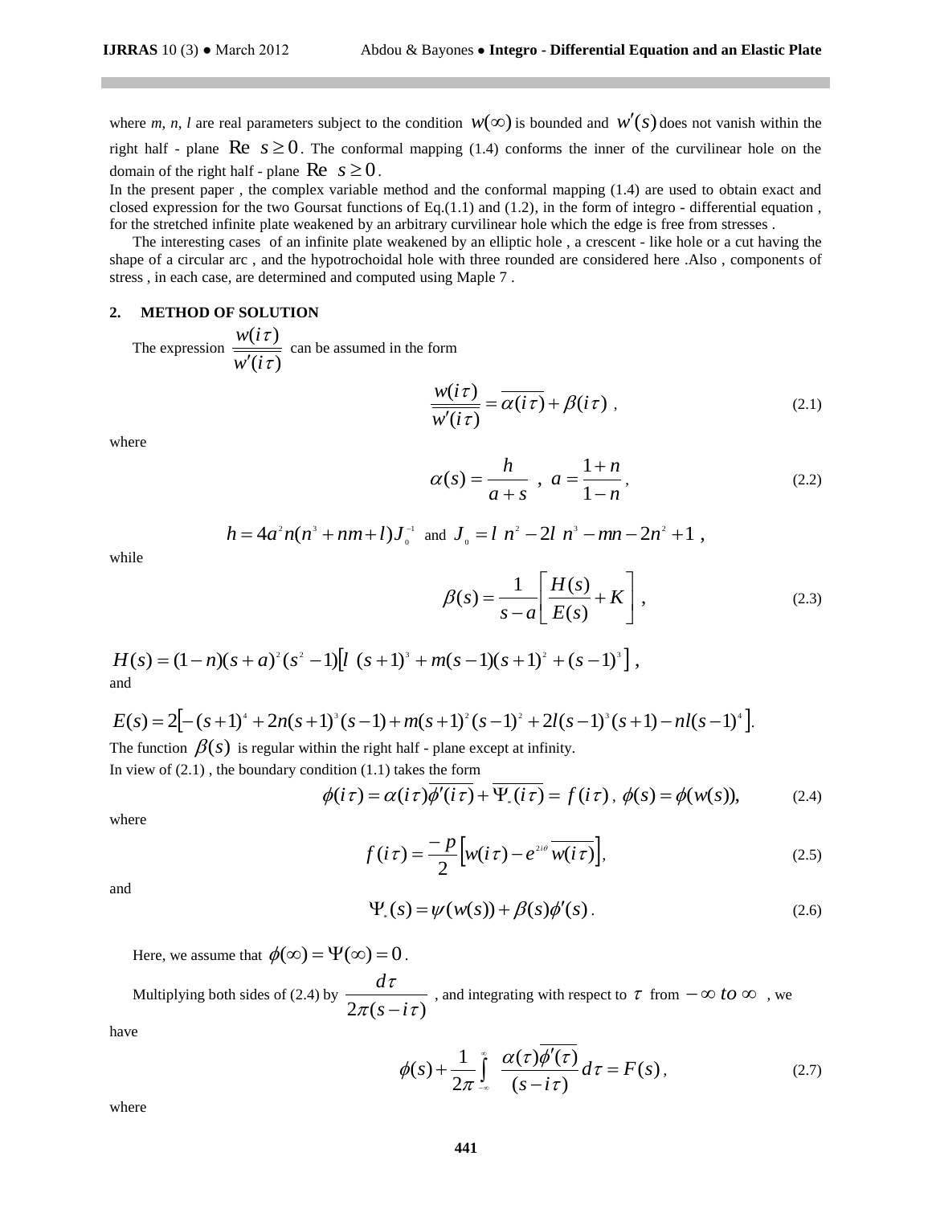where *m*, *n*, *l* are real parameters subject to the condition $w(\infty)$ is bounded and $w'(s)$ does not vanish within the right half - plane $\text{Re}\ s \geq 0$. The conformal mapping (1.4) conforms the inner of the curvilinear hole on the domain of the right half - plane $\text{Re}\ s \geq 0$.

In the present paper , the complex variable method and the conformal mapping (1.4) are used to obtain exact and closed expression for the two Goursat functions of Eq.(1.1) and (1.2), in the form of integro - differential equation , for the stretched infinite plate weakened by an arbitrary curvilinear hole which the edge is free from stresses .

The interesting cases of an infinite plate weakened by an elliptic hole , a crescent - like hole or a cut having the shape of a circular arc , and the hypotrochoidal hole with three rounded are considered here .Also , components of stress , in each case, are determined and computed using Maple 7 .

## 2. METHOD OF SOLUTION

The expression $\dfrac{w(i\tau)}{\overline{w'(i\tau)}}$ can be assumed in the form

$$\frac{w(i\tau)}{\overline{w'(i\tau)}} = \overline{\alpha(i\tau)} + \beta(i\tau) \ , \tag{2.1}$$

where

$$\alpha(s) = \frac{h}{a+s} \ , \ a = \frac{1+n}{1-n} , \tag{2.2}$$

$$h = 4a^2 n(n^3 + nm + l)J_0^{-1} \ \text{ and } \ J_0 = l\ n^2 - 2l\ n^3 - mn - 2n^2 + 1 \ ,$$

while

$$\beta(s) = \frac{1}{s-a}\left[\frac{H(s)}{E(s)} + K\right] , \tag{2.3}$$

$$H(s) = (1-n)(s+a)^2(s^2-1)\left[l\ (s+1)^3 + m(s-1)(s+1)^2 + (s-1)^3\right] ,$$

and

$$E(s) = 2\left[-(s+1)^4 + 2n(s+1)^3(s-1) + m(s+1)^2(s-1)^2 + 2l(s-1)^3(s+1) - nl(s-1)^4\right].$$

The function $\beta(s)$ is regular within the right half - plane except at infinity.

In view of (2.1) , the boundary condition (1.1) takes the form

$$\phi(i\tau) = \alpha(i\tau)\overline{\phi'(i\tau)} + \overline{\Psi_*(i\tau)} = f(i\tau) \ , \ \phi(s) = \phi(w(s)), \tag{2.4}$$

where

$$f(i\tau) = \frac{-p}{2}\left[w(i\tau) - e^{2i\theta}\,\overline{w(i\tau)}\right], \tag{2.5}$$

and

$$\Psi_*(s) = \psi(w(s)) + \beta(s)\phi'(s) \,. \tag{2.6}$$

Here, we assume that $\phi(\infty) = \Psi(\infty) = 0$.

Multiplying both sides of (2.4) by $\dfrac{d\tau}{2\pi(s-i\tau)}$ , and integrating with respect to $\tau$ from $-\infty\ to\ \infty$ , we have

$$\phi(s) + \frac{1}{2\pi}\int_{-\infty}^{\infty} \frac{\alpha(\tau)\overline{\phi'(\tau)}}{(s-i\tau)}\,d\tau = F(s) \,, \tag{2.7}$$

where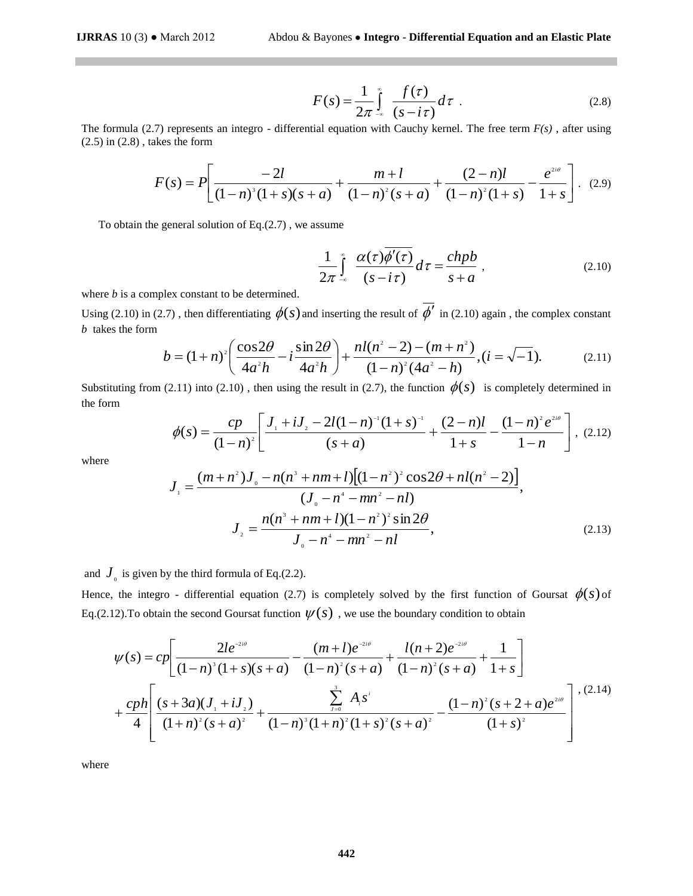$$F(s) = \frac{1}{2\pi}\int_{-\infty}^{\infty} \frac{f(\tau)}{(s - i\tau)} d\tau \ . \tag{2.8}$$

The formula (2.7) represents an integro - differential equation with Cauchy kernel. The free term *F(s)* , after using (2.5) in (2.8) , takes the form

$$F(s) = P\left[\frac{-2l}{(1-n)^3(1+s)(s+a)} + \frac{m+l}{(1-n)^2(s+a)} + \frac{(2-n)l}{(1-n)^2(1+s)} - \frac{e^{2i\theta}}{1+s}\right]. \tag{2.9}$$

To obtain the general solution of Eq.(2.7) , we assume

$$\frac{1}{2\pi}\int_{-\infty}^{\infty} \frac{\alpha(\tau)\overline{\phi'(\tau)}}{(s - i\tau)} d\tau = \frac{chpb}{s+a} \ , \tag{2.10}$$

where *b* is a complex constant to be determined.

Using (2.10) in (2.7) , then differentiating $\phi(s)$ and inserting the result of $\overline{\phi'}$ in (2.10) again , the complex constant *b* takes the form

$$b = (1+n)^2\left(\frac{\cos 2\theta}{4a^2h} - i\frac{\sin 2\theta}{4a^2h}\right) + \frac{nl(n^2-2)-(m+n^2)}{(1-n)^2(4a^2-h)}, (i = \sqrt{-1}). \tag{2.11}$$

Substituting from (2.11) into (2.10) , then using the result in (2.7), the function $\phi(s)$ is completely determined in the form

$$\phi(s) = \frac{cp}{(1-n)^2}\left[\frac{J_1 + iJ_2 - 2l(1-n)^{-1}(1+s)^{-1}}{(s+a)} + \frac{(2-n)l}{1+s} - \frac{(1-n)^2 e^{2i\theta}}{1-n}\right], \tag{2.12}$$

where

$$J_1 = \frac{(m+n^2)J_0 - n(n^3+nm+l)\left[(1-n^2)^2\cos 2\theta + nl(n^2-2)\right]}{(J_0 - n^4 - mn^2 - nl)},$$

$$J_2 = \frac{n(n^3+nm+l)(1-n^2)^2\sin 2\theta}{J_0 - n^4 - mn^2 - nl}, \tag{2.13}$$

and $J_0$ is given by the third formula of Eq.(2.2).

Hence, the integro - differential equation (2.7) is completely solved by the first function of Goursat $\phi(s)$ of Eq.(2.12).To obtain the second Goursat function $\psi(s)$ , we use the boundary condition to obtain

$$\begin{aligned}\psi(s) &= cp\left[\frac{2le^{-2i\theta}}{(1-n)^3(1+s)(s+a)} - \frac{(m+l)e^{-2i\theta}}{(1-n)^2(s+a)} + \frac{l(n+2)e^{-2i\theta}}{(1-n)^2(s+a)} + \frac{1}{1+s}\right] \\ &+ \frac{cph}{4}\left[\frac{(s+3a)(J_1+iJ_2)}{(1+n)^2(s+a)^2} + \frac{\sum_{i=0}^{3} A_i s^i}{(1-n)^3(1+n)^2(1+s)^2(s+a)^2} - \frac{(1-n)^2(s+2+a)e^{2i\theta}}{(1+s)^2}\right]\end{aligned}, \tag{2.14}$$

where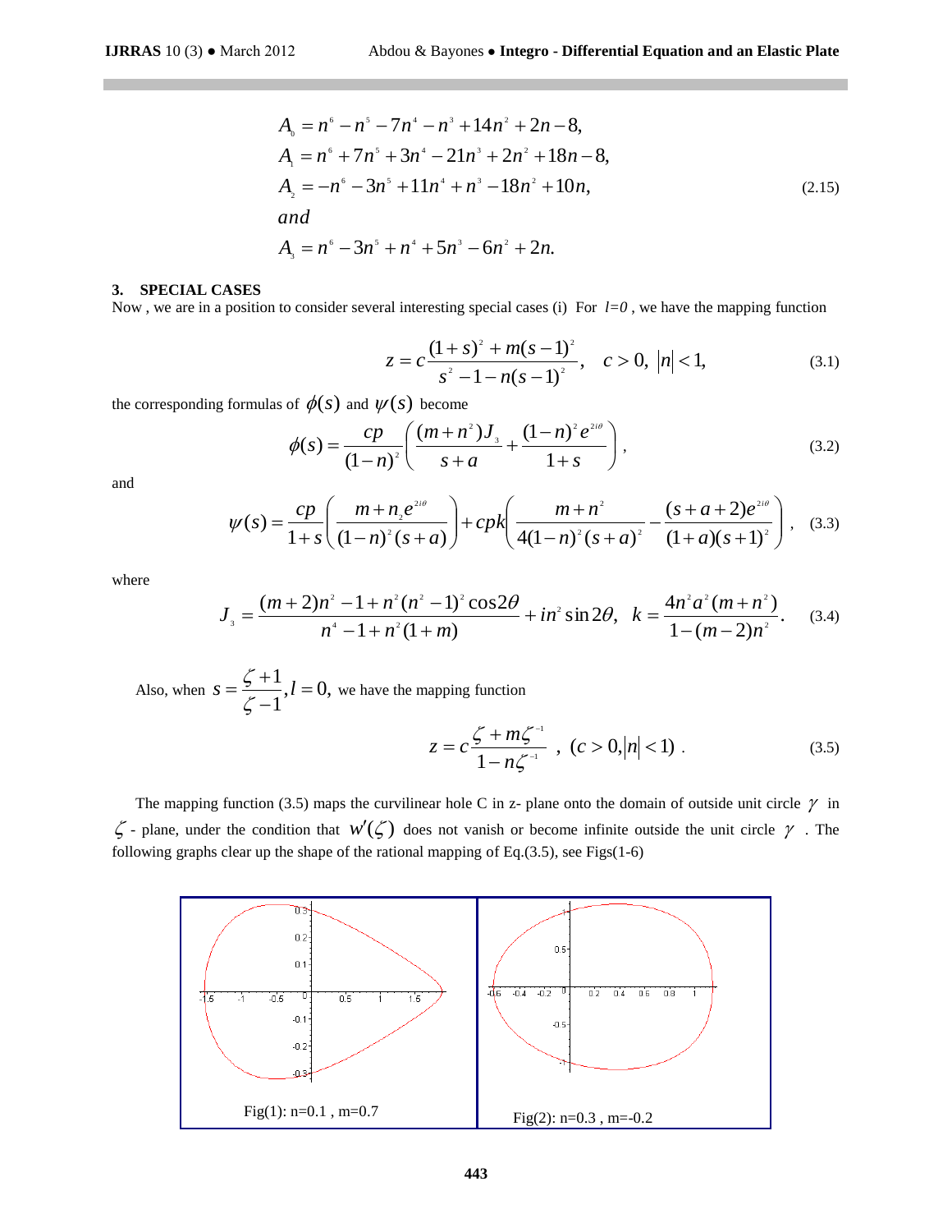$$
\begin{aligned}
A_0 &= n^6 - n^5 - 7n^4 - n^3 + 14n^2 + 2n - 8, \\
A_1 &= n^6 + 7n^5 + 3n^4 - 21n^3 + 2n^2 + 18n - 8, \\
A_2 &= -n^6 - 3n^5 + 11n^4 + n^3 - 18n^2 + 10n, \\
&and \\
A_3 &= n^6 - 3n^5 + n^4 + 5n^3 - 6n^2 + 2n.
\end{aligned}
\tag{2.15}
$$

## 3. SPECIAL CASES

Now , we are in a position to consider several interesting special cases (i) For $l=0$ , we have the mapping function

$$
z = c\frac{(1+s)^2 + m(s-1)^2}{s^2 - 1 - n(s-1)^2}, \quad c > 0,\ |n| < 1, \tag{3.1}
$$

the corresponding formulas of $\phi(s)$ and $\psi(s)$ become

$$
\phi(s) = \frac{cp}{(1-n)^2}\left(\frac{(m+n^2)J_3}{s+a} + \frac{(1-n)^2 e^{2i\theta}}{1+s}\right), \tag{3.2}
$$

and

$$
\psi(s) = \frac{cp}{1+s}\left(\frac{m+n_2 e^{2i\theta}}{(1-n)^2(s+a)}\right) + cpk\left(\frac{m+n^2}{4(1-n)^2(s+a)^2} - \frac{(s+a+2)e^{2i\theta}}{(1+a)(s+1)^2}\right), \tag{3.3}
$$

where

$$
J_3 = \frac{(m+2)n^2 - 1 + n^2(n^2-1)^2\cos 2\theta}{n^4 - 1 + n^2(1+m)} + in^2 \sin 2\theta, \quad k = \frac{4n^2 a^2 (m+n^2)}{1-(m-2)n^2}. \tag{3.4}
$$

Also, when $s = \dfrac{\zeta+1}{\zeta-1}, l = 0,$ we have the mapping function

$$
z = c\frac{\zeta + m\zeta^{-1}}{1 - n\zeta^{-1}} \ , \ (c > 0, |n| < 1) \ . \tag{3.5}
$$

The mapping function (3.5) maps the curvilinear hole C in z- plane onto the domain of outside unit circle $\gamma$ in $\zeta$ - plane, under the condition that $w'(\zeta)$ does not vanish or become infinite outside the unit circle $\gamma$ . The following graphs clear up the shape of the rational mapping of Eq.(3.5), see Figs(1-6)

Fig(1): n=0.1 , m=0.7

Fig(2): n=0.3 , m=-0.2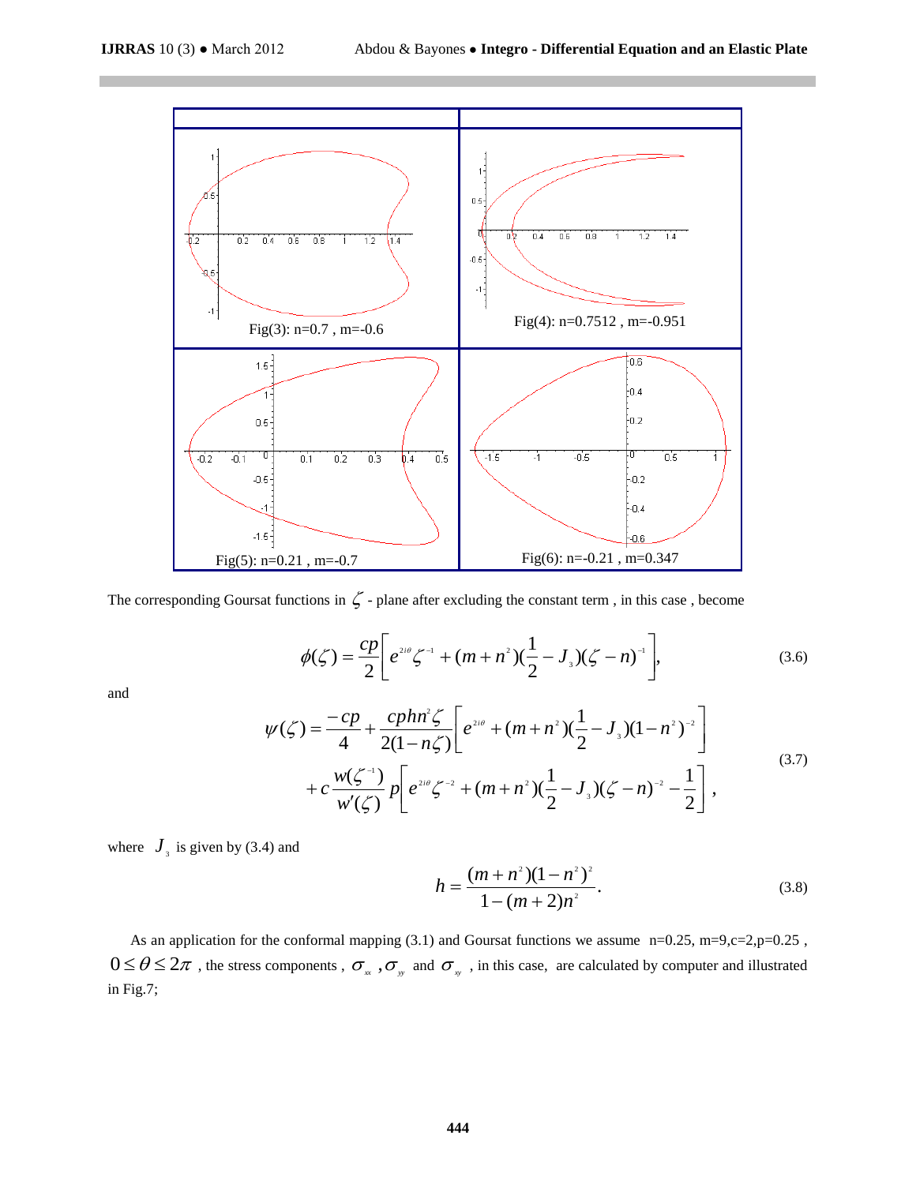Fig(3): n=0.7 , m=-0.6

Fig(4): n=0.7512 , m=-0.951

Fig(5): n=0.21 , m=-0.7

Fig(6): n=-0.21 , m=0.347

The corresponding Goursat functions in $\zeta$ - plane after excluding the constant term , in this case , become

$$\phi(\zeta) = \frac{cp}{2}\left[ e^{2i\theta}\zeta^{-1} + (m+n^2)(\frac{1}{2} - J_3)(\zeta - n)^{-1} \right], \tag{3.6}$$

and

$$\psi(\zeta) = \frac{-cp}{4} + \frac{cphn^2\zeta}{2(1-n\zeta)}\left[ e^{2i\theta} + (m+n^2)(\frac{1}{2} - J_3)(1-n^2)^{-2} \right] + c\frac{w(\zeta^{-1})}{w'(\zeta)}\, p\left[ e^{2i\theta}\zeta^{-2} + (m+n^2)(\frac{1}{2} - J_3)(\zeta - n)^{-2} - \frac{1}{2} \right], \tag{3.7}$$

where $J_3$ is given by (3.4) and

$$h = \frac{(m+n^2)(1-n^2)^2}{1-(m+2)n^2}. \tag{3.8}$$

As an application for the conformal mapping (3.1) and Goursat functions we assume n=0.25, m=9,c=2,p=0.25 , $0 \le \theta \le 2\pi$ , the stress components , $\sigma_{xx}$ , $\sigma_{yy}$ and $\sigma_{xy}$ , in this case, are calculated by computer and illustrated in Fig.7;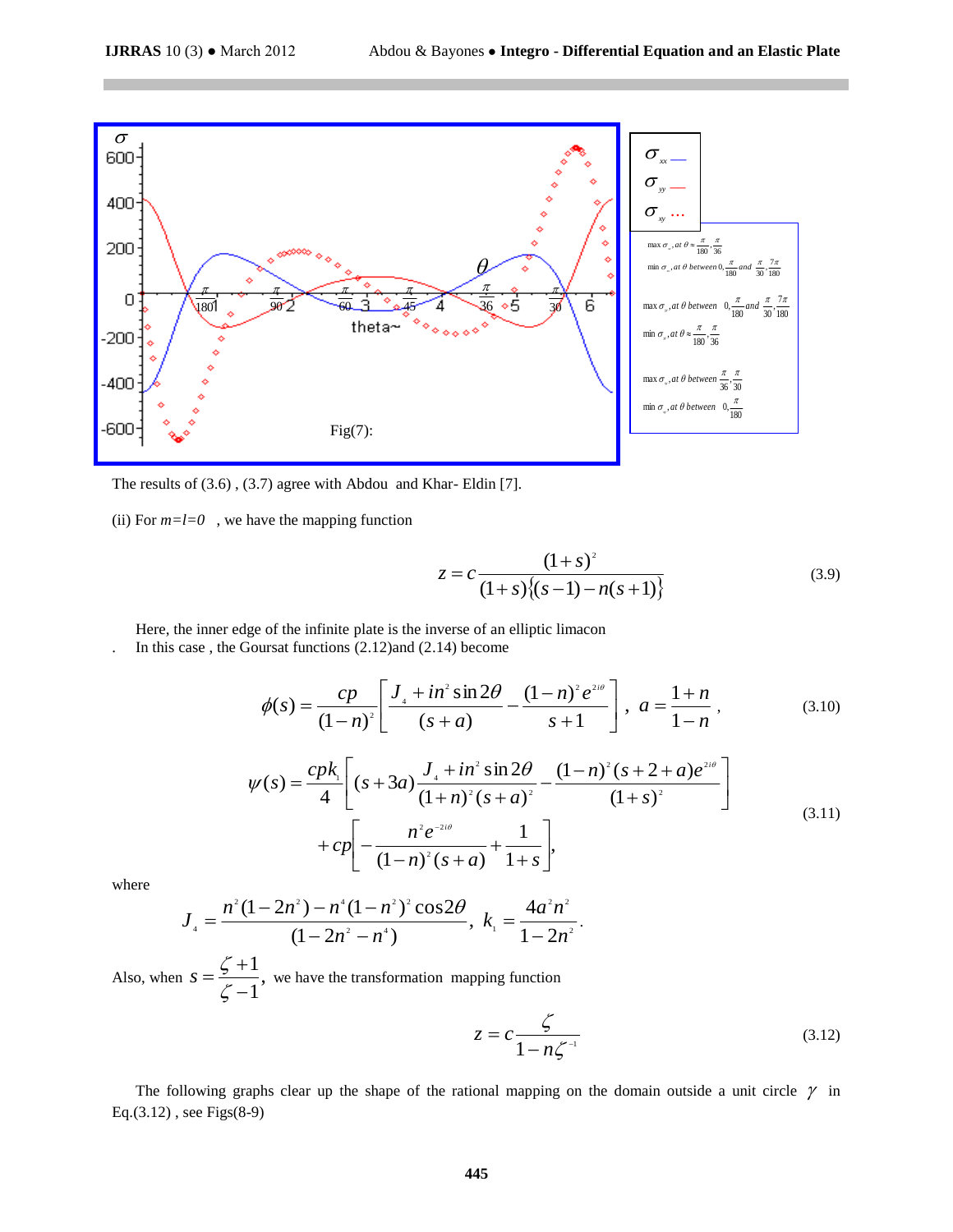Fig(7):

| | |
|---|---|
| $\sigma_{xx}$ — | max $\sigma_{xx}$, at $\theta \approx \frac{\pi}{180}, \frac{\pi}{36}$; min $\sigma_{xx}$, at $\theta$ between $0, \frac{\pi}{180}$ and $\frac{\pi}{30}, \frac{7\pi}{180}$ |
| $\sigma_{yy}$ — | max $\sigma_{yy}$, at $\theta$ between $0, \frac{\pi}{180}$ and $\frac{\pi}{30}, \frac{7\pi}{180}$; min $\sigma_{yy}$, at $\theta \approx \frac{\pi}{180}, \frac{\pi}{36}$ |
| $\sigma_{xy}$ … | max $\sigma_{xy}$, at $\theta$ between $\frac{\pi}{36}, \frac{\pi}{30}$; min $\sigma_{xy}$, at $\theta$ between $0, \frac{\pi}{180}$ |

The results of (3.6) , (3.7) agree with Abdou and Khar- Eldin [7].

(ii) For $m=l=0$ , we have the mapping function

$$z = c\frac{(1+s)^2}{(1+s)\{(s-1)-n(s+1)\}} \tag{3.9}$$

Here, the inner edge of the infinite plate is the inverse of an elliptic limacon

. In this case , the Goursat functions (2.12)and (2.14) become

$$\phi(s) = \frac{cp}{(1-n)^2}\left[\frac{J_4 + in^2\sin 2\theta}{(s+a)} - \frac{(1-n)^2 e^{2i\theta}}{s+1}\right], \quad a = \frac{1+n}{1-n}, \tag{3.10}$$

$$\begin{aligned}\psi(s) = {} & \frac{cpk_1}{4}\left[(s+3a)\frac{J_4 + in^2\sin 2\theta}{(1+n)^2(s+a)^2} - \frac{(1-n)^2(s+2+a)e^{2i\theta}}{(1+s)^2}\right] \\ & + cp\left[-\frac{n^2 e^{-2i\theta}}{(1-n)^2(s+a)} + \frac{1}{1+s}\right],\end{aligned} \tag{3.11}$$

where

$$J_4 = \frac{n^2(1-2n^2) - n^4(1-n^2)^2\cos 2\theta}{(1-2n^2-n^4)}, \quad k_1 = \frac{4a^2n^2}{1-2n^2}.$$

Also, when $s = \dfrac{\zeta+1}{\zeta-1}$, we have the transformation mapping function

$$z = c\frac{\zeta}{1-n\zeta^{-1}} \tag{3.12}$$

The following graphs clear up the shape of the rational mapping on the domain outside a unit circle $\gamma$ in Eq.(3.12) , see Figs(8-9)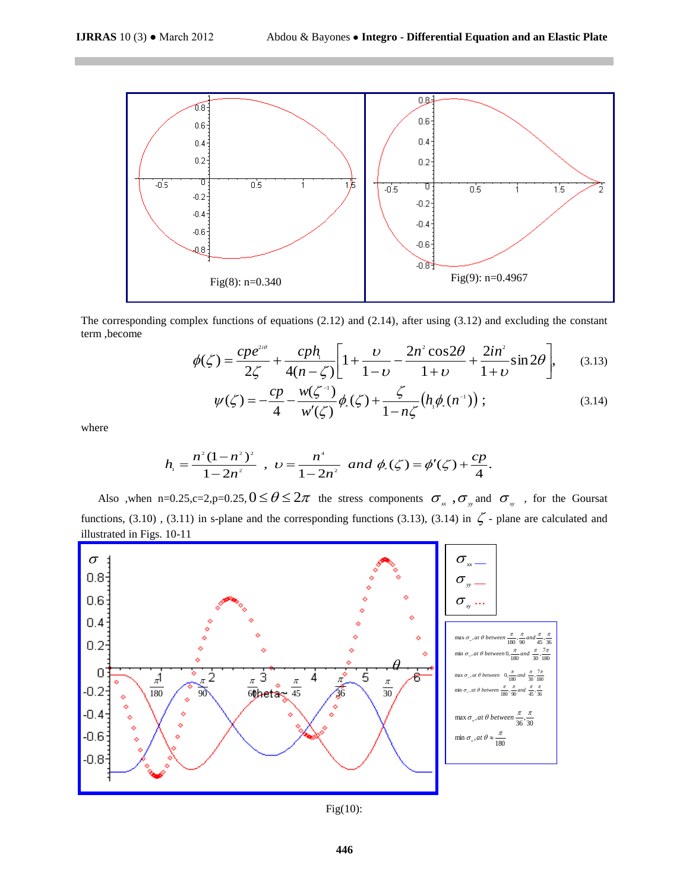Fig(8): n=0.340

Fig(9): n=0.4967

The corresponding complex functions of equations (2.12) and (2.14), after using (3.12) and excluding the constant term ,become

$$\phi(\zeta)=\frac{cpe^{2i\theta}}{2\zeta}+\frac{cph_1}{4(n-\zeta)}\left[1+\frac{\upsilon}{1-\upsilon}-\frac{2n^2\cos 2\theta}{1+\upsilon}+\frac{2in^2}{1+\upsilon}\sin 2\theta\right], \tag{3.13}$$

$$\psi(\zeta)=-\frac{cp}{4}-\frac{w(\zeta^{-1})}{w'(\zeta)}\phi_*(\zeta)+\frac{\zeta}{1-n\zeta}\left(h_1\phi_*(n^{-1})\right); \tag{3.14}$$

where

$$h_1=\frac{n^2(1-n^2)^2}{1-2n^2}\ ,\ \upsilon=\frac{n^4}{1-2n^2}\ \ and\ \phi_*(\zeta)=\phi'(\zeta)+\frac{cp}{4}.$$

Also ,when n=0.25,c=2,p=0.25, $0\le\theta\le 2\pi$ the stress components $\sigma_{xx}$ ,$\sigma_{yy}$ and $\sigma_{xy}$ , for the Goursat functions, (3.10) , (3.11) in s-plane and the corresponding functions (3.13), (3.14) in $\zeta$ - plane are calculated and illustrated in Figs. 10-11

$\sigma_{xx}$ —, $\sigma_{yy}$ —, $\sigma_{xy}$ ...

max $\sigma_{xx}$, at $\theta$ between $\frac{\pi}{180},\frac{\pi}{90}$ and $\frac{\pi}{45},\frac{\pi}{36}$

min $\sigma_{xx}$, at $\theta$ between $0,\frac{\pi}{180}$ and $\frac{\pi}{30},\frac{7\pi}{180}$

max $\sigma_{yy}$, at $\theta$ between $0,\frac{\pi}{180}$ and $\frac{\pi}{30},\frac{7\pi}{180}$

min $\sigma_{yy}$, at $\theta$ between $\frac{\pi}{180},\frac{\pi}{90}$ and $\frac{\pi}{45},\frac{\pi}{36}$

max $\sigma_{xy}$, at $\theta$ between $\frac{\pi}{36},\frac{\pi}{30}$

min $\sigma_{xy}$, at $\theta\approx\frac{\pi}{180}$

Fig(10):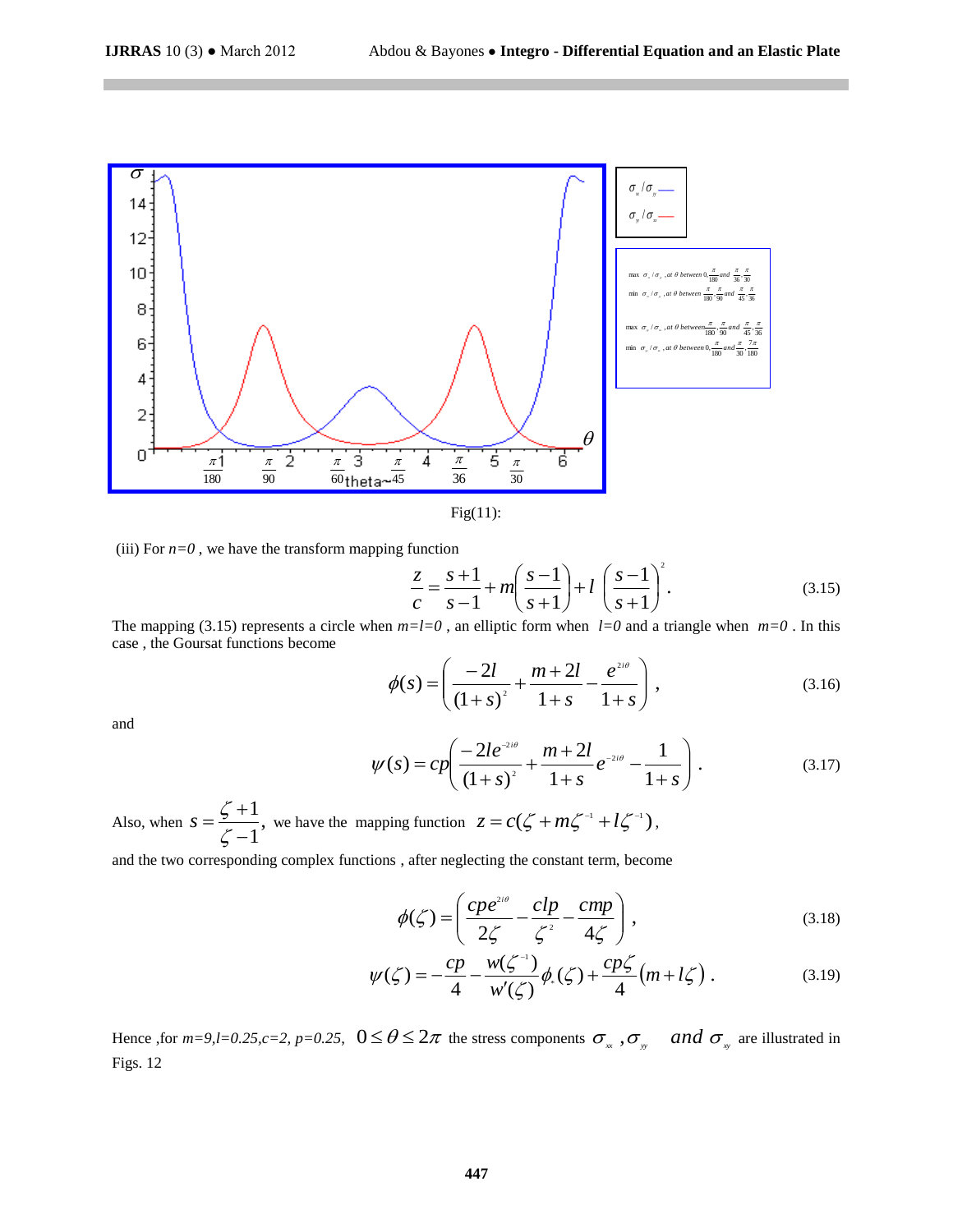Fig(11):

(iii) For $n=0$ , we have the transform mapping function

$$\frac{z}{c}=\frac{s+1}{s-1}+m\left(\frac{s-1}{s+1}\right)+l\left(\frac{s-1}{s+1}\right)^{2}. \tag{3.15}$$

The mapping (3.15) represents a circle when $m=l=0$ , an elliptic form when $l=0$ and a triangle when $m=0$ . In this case , the Goursat functions become

$$\phi(s)=\left(\frac{-2l}{(1+s)^{2}}+\frac{m+2l}{1+s}-\frac{e^{2i\theta}}{1+s}\right), \tag{3.16}$$

and

$$\psi(s)=cp\left(\frac{-2le^{-2i\theta}}{(1+s)^{2}}+\frac{m+2l}{1+s}e^{-2i\theta}-\frac{1}{1+s}\right). \tag{3.17}$$

Also, when $s=\dfrac{\zeta+1}{\zeta-1}$, we have the mapping function $z=c(\zeta+m\zeta^{-1}+l\zeta^{-1})$,

and the two corresponding complex functions , after neglecting the constant term, become

$$\phi(\zeta)=\left(\frac{cpe^{2i\theta}}{2\zeta}-\frac{clp}{\zeta^{2}}-\frac{cmp}{4\zeta}\right), \tag{3.18}$$

$$\psi(\zeta)=-\frac{cp}{4}-\frac{w(\zeta^{-1})}{w'(\zeta)}\phi_{*}(\zeta)+\frac{cp\zeta}{4}(m+l\zeta). \tag{3.19}$$

Hence ,for $m=9, l=0.25, c=2, p=0.25$, $0\le\theta\le 2\pi$ the stress components $\sigma_{xx}$ , $\sigma_{yy}$ and $\sigma_{xy}$ are illustrated in Figs. 12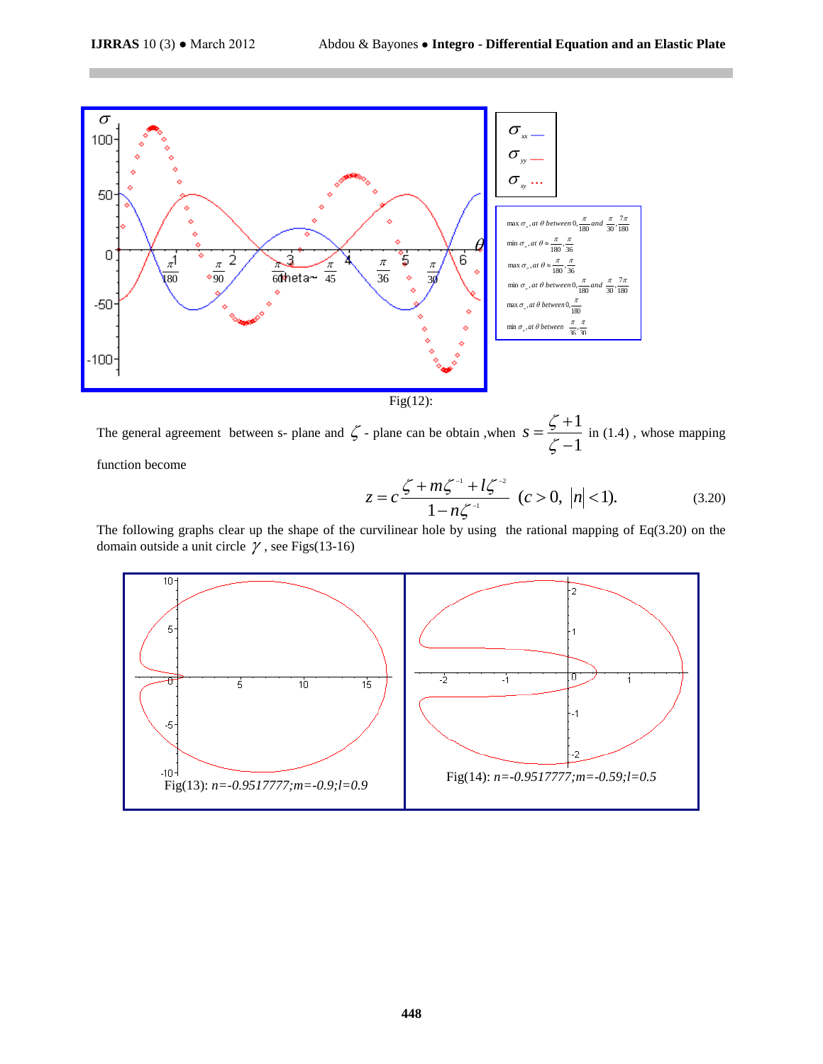Fig(12):

The general agreement between s- plane and $\zeta$ - plane can be obtain ,when $s = \dfrac{\zeta + 1}{\zeta - 1}$ in (1.4) , whose mapping function become

$$z = c\frac{\zeta + m\zeta^{-1} + l\zeta^{-2}}{1 - n\zeta^{-1}} \quad (c > 0,\ |n| < 1). \tag{3.20}$$

The following graphs clear up the shape of the curvilinear hole by using the rational mapping of Eq(3.20) on the domain outside a unit circle $\gamma$ , see Figs(13-16)

Fig(13): *n=-0.9517777;m=-0.9;l=0.9*

Fig(14): *n=-0.9517777;m=-0.59;l=0.5*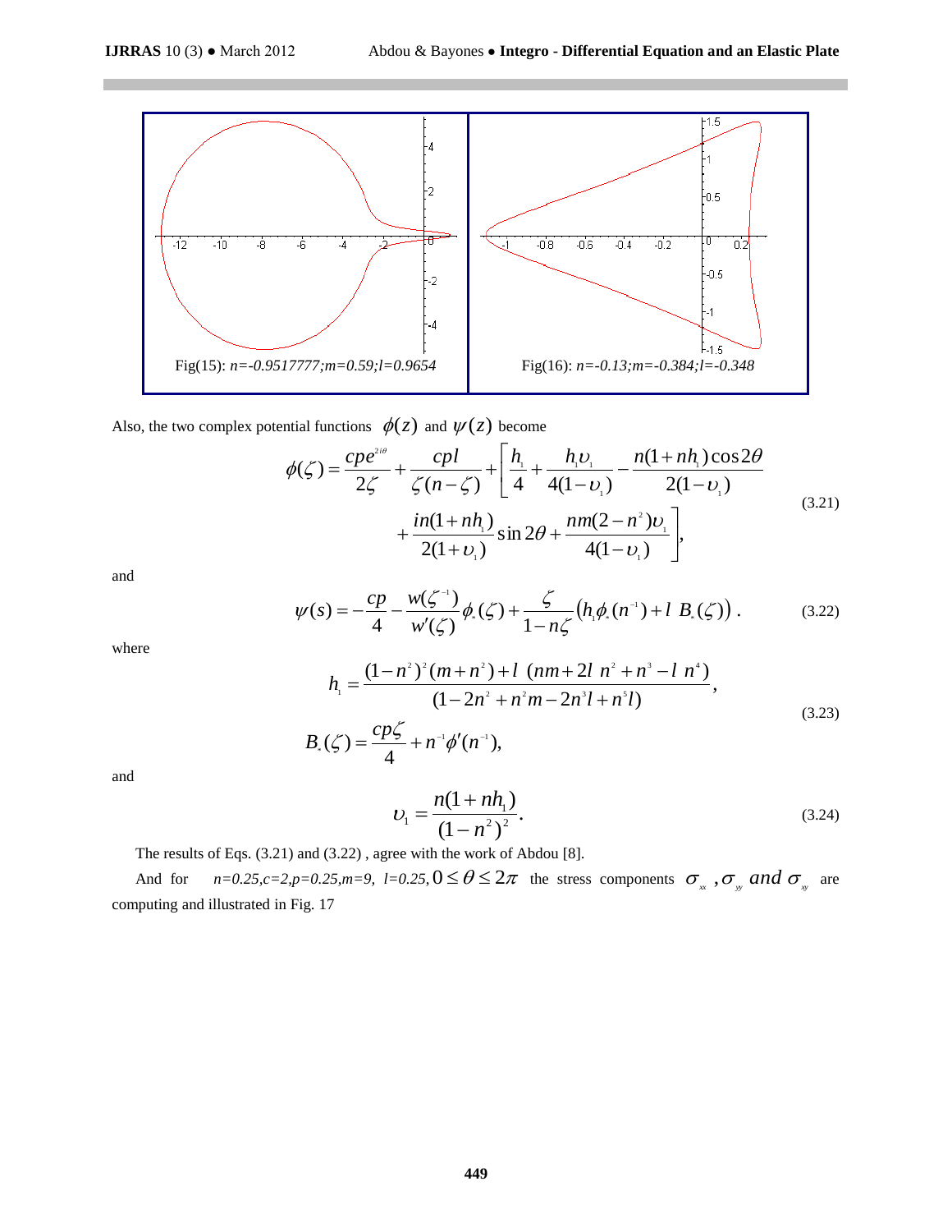Fig(15): *n=-0.9517777;m=0.59;l=0.9654*

Fig(16): *n=-0.13;m=-0.384;l=-0.348*

Also, the two complex potential functions $\phi(z)$ and $\psi(z)$ become

$$\phi(\zeta) = \frac{cpe^{2i\theta}}{2\zeta} + \frac{cpl}{\zeta(n-\zeta)} + \left[\frac{h_1}{4} + \frac{h_1 \upsilon_1}{4(1-\upsilon_1)} - \frac{n(1+nh_1)\cos 2\theta}{2(1-\upsilon_1)} + \frac{in(1+nh_1)}{2(1+\upsilon_1)}\sin 2\theta + \frac{nm(2-n^2)\upsilon_1}{4(1-\upsilon_1)}\right], \tag{3.21}$$

and

$$\psi(s) = -\frac{cp}{4} - \frac{w(\zeta^{-1})}{w'(\zeta)}\phi_*(\zeta) + \frac{\zeta}{1-n\zeta}\left(h_1\phi_*(n^{-1}) + l\ B_*(\zeta)\right). \tag{3.22}$$

where

$$h_1 = \frac{(1-n^2)^2(m+n^2) + l\ (nm + 2l\ n^2 + n^3 - l\ n^4)}{(1-2n^2 + n^2 m - 2n^3 l + n^5 l)},$$

$$B_*(\zeta) = \frac{cp\zeta}{4} + n^{-1}\phi'(n^{-1}), \tag{3.23}$$

and

$$\upsilon_1 = \frac{n(1+nh_1)}{(1-n^2)^2}. \tag{3.24}$$

The results of Eqs. (3.21) and (3.22) , agree with the work of Abdou [8].

And for $n=0.25, c=2, p=0.25, m=9, l=0.25, 0 \le \theta \le 2\pi$ the stress components $\sigma_{xx}, \sigma_{yy}$ *and* $\sigma_{xy}$ are computing and illustrated in Fig. 17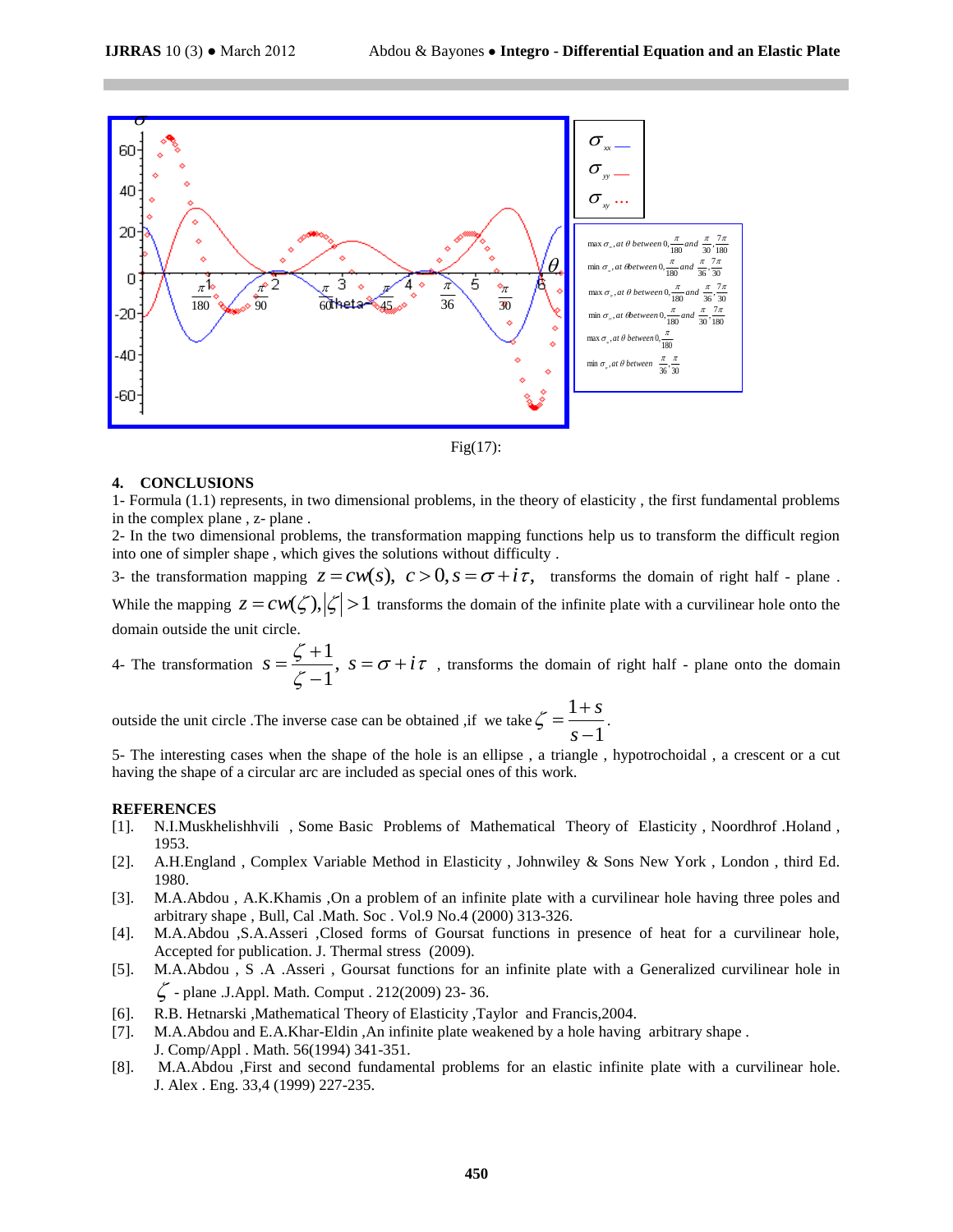σ

60

40

20

0

-20

-40

-60

$\frac{\pi}{180}$ 1 $\frac{\pi}{90}$ 2 $\frac{\pi}{60}$ 3 theta $\frac{\pi}{45}$ 4 $\frac{\pi}{36}$ 5 $\frac{\pi}{30}$ 6 θ

$\sigma_{xx}$ —

$\sigma_{yy}$ —

$\sigma_{xy}$ ...

max $\sigma_{xx}$, at θ between $0, \frac{\pi}{180}$ and $\frac{\pi}{30}, \frac{7\pi}{180}$

min $\sigma_{xx}$, at θ between $0, \frac{\pi}{180}$ and $\frac{\pi}{36}, \frac{7\pi}{30}$

max $\sigma_{yy}$, at θ between $0, \frac{\pi}{180}$ and $\frac{\pi}{36}, \frac{7\pi}{30}$

min $\sigma_{yy}$, at θ between $0, \frac{\pi}{180}$ and $\frac{\pi}{30}, \frac{7\pi}{180}$

max $\sigma_{xy}$, at θ between $0, \frac{\pi}{180}$

min $\sigma_{xy}$, at θ between $\frac{\pi}{36}, \frac{\pi}{30}$

Fig(17):

## 4. CONCLUSIONS

1- Formula (1.1) represents, in two dimensional problems, in the theory of elasticity , the first fundamental problems in the complex plane , z- plane .

2- In the two dimensional problems, the transformation mapping functions help us to transform the difficult region into one of simpler shape , which gives the solutions without difficulty .

3- the transformation mapping $z = cw(s),\ c > 0, s = \sigma + i\tau,$ transforms the domain of right half - plane . While the mapping $z = cw(\zeta), |\zeta| > 1$ transforms the domain of the infinite plate with a curvilinear hole onto the domain outside the unit circle.

4- The transformation $s = \dfrac{\zeta + 1}{\zeta - 1},\ s = \sigma + i\tau$ , transforms the domain of right half - plane onto the domain outside the unit circle .The inverse case can be obtained ,if we take $\zeta = \dfrac{1+s}{s-1}$.

5- The interesting cases when the shape of the hole is an ellipse , a triangle , hypotrochoidal , a crescent or a cut having the shape of a circular arc are included as special ones of this work.

## REFERENCES

[1]. N.I.Muskhelishhvili , Some Basic Problems of Mathematical Theory of Elasticity , Noordhrof .Holand , 1953.

[2]. A.H.England , Complex Variable Method in Elasticity , Johnwiley & Sons New York , London , third Ed. 1980.

[3]. M.A.Abdou , A.K.Khamis ,On a problem of an infinite plate with a curvilinear hole having three poles and arbitrary shape , Bull, Cal .Math. Soc . Vol.9 No.4 (2000) 313-326.

[4]. M.A.Abdou ,S.A.Asseri ,Closed forms of Goursat functions in presence of heat for a curvilinear hole, Accepted for publication. J. Thermal stress (2009).

[5]. M.A.Abdou , S .A .Asseri , Goursat functions for an infinite plate with a Generalized curvilinear hole in $\zeta$ - plane .J.Appl. Math. Comput . 212(2009) 23- 36.

[6]. R.B. Hetnarski ,Mathematical Theory of Elasticity ,Taylor and Francis,2004.

[7]. M.A.Abdou and E.A.Khar-Eldin ,An infinite plate weakened by a hole having arbitrary shape . J. Comp/Appl . Math. 56(1994) 341-351.

[8]. M.A.Abdou ,First and second fundamental problems for an elastic infinite plate with a curvilinear hole. J. Alex . Eng. 33,4 (1999) 227-235.